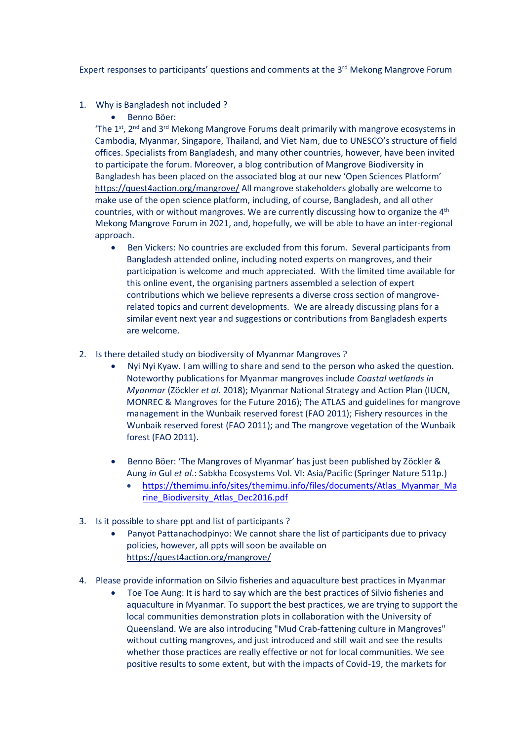Expert responses to participants' questions and comments at the 3rd Mekong Mangrove Forum

1. Why is Bangladesh not included ?
   - Benno Böer:

   'The 1st, 2nd and 3rd Mekong Mangrove Forums dealt primarily with mangrove ecosystems in Cambodia, Myanmar, Singapore, Thailand, and Viet Nam, due to UNESCO's structure of field offices. Specialists from Bangladesh, and many other countries, however, have been invited to participate the forum. Moreover, a blog contribution of Mangrove Biodiversity in Bangladesh has been placed on the associated blog at our new 'Open Sciences Platform' https://quest4action.org/mangrove/ All mangrove stakeholders globally are welcome to make use of the open science platform, including, of course, Bangladesh, and all other countries, with or without mangroves. We are currently discussing how to organize the 4th Mekong Mangrove Forum in 2021, and, hopefully, we will be able to have an inter-regional approach.

   - Ben Vickers: No countries are excluded from this forum. Several participants from Bangladesh attended online, including noted experts on mangroves, and their participation is welcome and much appreciated. With the limited time available for this online event, the organising partners assembled a selection of expert contributions which we believe represents a diverse cross section of mangrove-related topics and current developments. We are already discussing plans for a similar event next year and suggestions or contributions from Bangladesh experts are welcome.

2. Is there detailed study on biodiversity of Myanmar Mangroves ?
   - Nyi Nyi Kyaw. I am willing to share and send to the person who asked the question. Noteworthy publications for Myanmar mangroves include *Coastal wetlands in Myanmar* (Zöckler *et al.* 2018); Myanmar National Strategy and Action Plan (IUCN, MONREC & Mangroves for the Future 2016); The ATLAS and guidelines for mangrove management in the Wunbaik reserved forest (FAO 2011); Fishery resources in the Wunbaik reserved forest (FAO 2011); and The mangrove vegetation of the Wunbaik forest (FAO 2011).

   - Benno Böer: 'The Mangroves of Myanmar' has just been published by Zöckler & Aung *in* Gul *et al*.: Sabkha Ecosystems Vol. VI: Asia/Pacific (Springer Nature 511p.)
     - https://themimu.info/sites/themimu.info/files/documents/Atlas_Myanmar_Marine_Biodiversity_Atlas_Dec2016.pdf

3. Is it possible to share ppt and list of participants ?
   - Panyot Pattanachodpinyo: We cannot share the list of participants due to privacy policies, however, all ppts will soon be available on https://quest4action.org/mangrove/

4. Please provide information on Silvio fisheries and aquaculture best practices in Myanmar
   - Toe Toe Aung: It is hard to say which are the best practices of Silvio fisheries and aquaculture in Myanmar. To support the best practices, we are trying to support the local communities demonstration plots in collaboration with the University of Queensland. We are also introducing "Mud Crab-fattening culture in Mangroves" without cutting mangroves, and just introduced and still wait and see the results whether those practices are really effective or not for local communities. We see positive results to some extent, but with the impacts of Covid-19, the markets for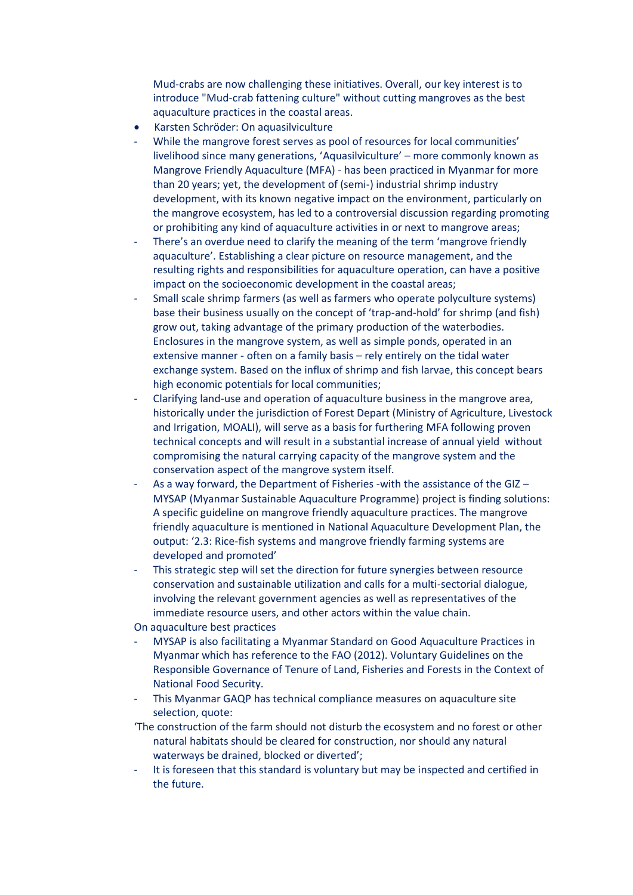Mud-crabs are now challenging these initiatives. Overall, our key interest is to introduce "Mud-crab fattening culture" without cutting mangroves as the best aquaculture practices in the coastal areas.

- Karsten Schröder: On aquasilviculture

- While the mangrove forest serves as pool of resources for local communities' livelihood since many generations, 'Aquasilviculture' – more commonly known as Mangrove Friendly Aquaculture (MFA) - has been practiced in Myanmar for more than 20 years; yet, the development of (semi-) industrial shrimp industry development, with its known negative impact on the environment, particularly on the mangrove ecosystem, has led to a controversial discussion regarding promoting or prohibiting any kind of aquaculture activities in or next to mangrove areas;
- There's an overdue need to clarify the meaning of the term 'mangrove friendly aquaculture'. Establishing a clear picture on resource management, and the resulting rights and responsibilities for aquaculture operation, can have a positive impact on the socioeconomic development in the coastal areas;
- Small scale shrimp farmers (as well as farmers who operate polyculture systems) base their business usually on the concept of 'trap-and-hold' for shrimp (and fish) grow out, taking advantage of the primary production of the waterbodies. Enclosures in the mangrove system, as well as simple ponds, operated in an extensive manner - often on a family basis – rely entirely on the tidal water exchange system. Based on the influx of shrimp and fish larvae, this concept bears high economic potentials for local communities;
- Clarifying land-use and operation of aquaculture business in the mangrove area, historically under the jurisdiction of Forest Depart (Ministry of Agriculture, Livestock and Irrigation, MOALI), will serve as a basis for furthering MFA following proven technical concepts and will result in a substantial increase of annual yield without compromising the natural carrying capacity of the mangrove system and the conservation aspect of the mangrove system itself.
- As a way forward, the Department of Fisheries -with the assistance of the GIZ – MYSAP (Myanmar Sustainable Aquaculture Programme) project is finding solutions: A specific guideline on mangrove friendly aquaculture practices. The mangrove friendly aquaculture is mentioned in National Aquaculture Development Plan, the output: '2.3: Rice-fish systems and mangrove friendly farming systems are developed and promoted'
- This strategic step will set the direction for future synergies between resource conservation and sustainable utilization and calls for a multi-sectorial dialogue, involving the relevant government agencies as well as representatives of the immediate resource users, and other actors within the value chain.

On aquaculture best practices

- MYSAP is also facilitating a Myanmar Standard on Good Aquaculture Practices in Myanmar which has reference to the FAO (2012). Voluntary Guidelines on the Responsible Governance of Tenure of Land, Fisheries and Forests in the Context of National Food Security.
- This Myanmar GAQP has technical compliance measures on aquaculture site selection, quote:

'The construction of the farm should not disturb the ecosystem and no forest or other natural habitats should be cleared for construction, nor should any natural waterways be drained, blocked or diverted';

- It is foreseen that this standard is voluntary but may be inspected and certified in the future.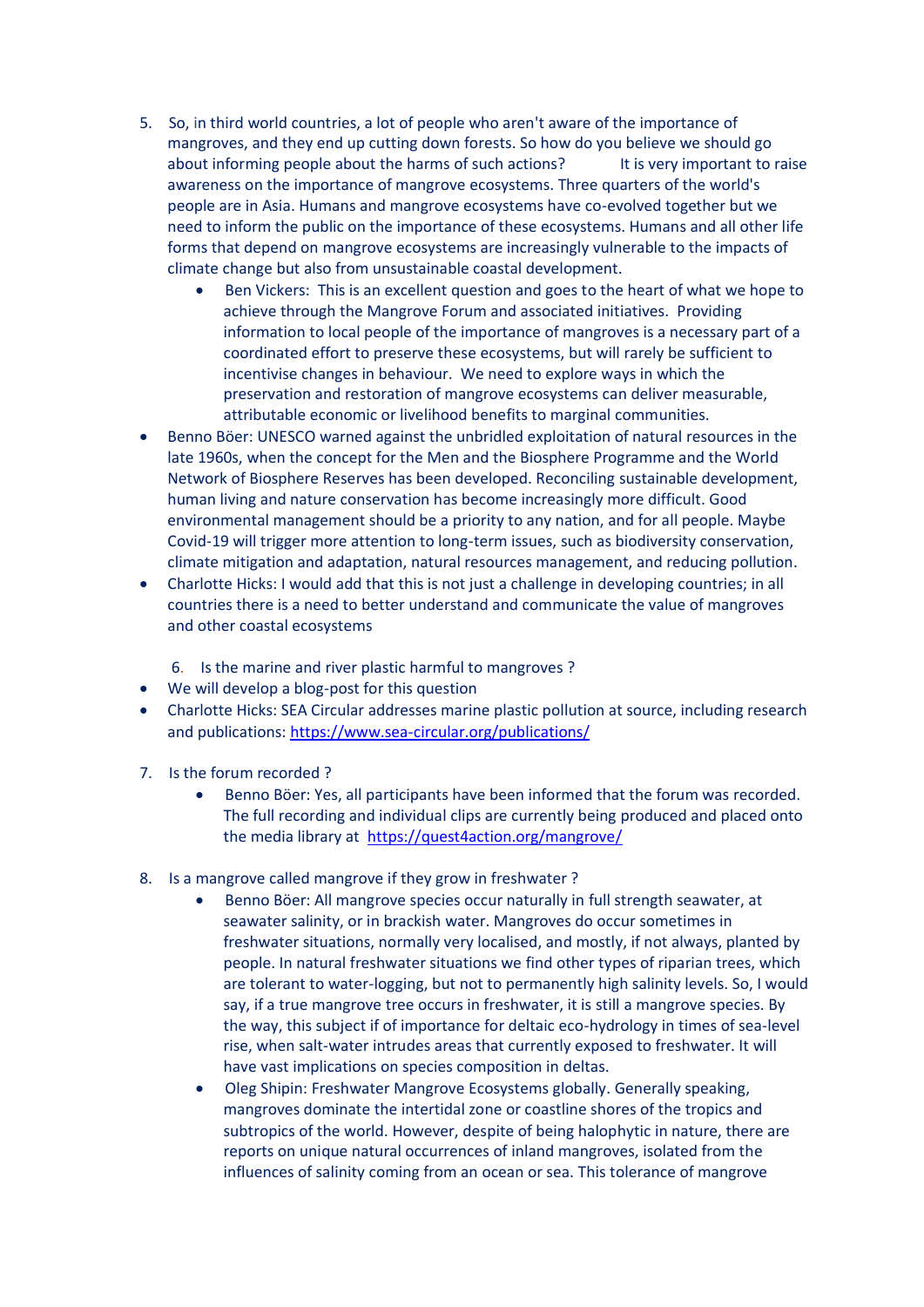5. So, in third world countries, a lot of people who aren't aware of the importance of mangroves, and they end up cutting down forests. So how do you believe we should go about informing people about the harms of such actions? It is very important to raise awareness on the importance of mangrove ecosystems. Three quarters of the world's people are in Asia. Humans and mangrove ecosystems have co-evolved together but we need to inform the public on the importance of these ecosystems. Humans and all other life forms that depend on mangrove ecosystems are increasingly vulnerable to the impacts of climate change but also from unsustainable coastal development.
    - Ben Vickers: This is an excellent question and goes to the heart of what we hope to achieve through the Mangrove Forum and associated initiatives. Providing information to local people of the importance of mangroves is a necessary part of a coordinated effort to preserve these ecosystems, but will rarely be sufficient to incentivise changes in behaviour. We need to explore ways in which the preservation and restoration of mangrove ecosystems can deliver measurable, attributable economic or livelihood benefits to marginal communities.

- Benno Böer: UNESCO warned against the unbridled exploitation of natural resources in the late 1960s, when the concept for the Men and the Biosphere Programme and the World Network of Biosphere Reserves has been developed. Reconciling sustainable development, human living and nature conservation has become increasingly more difficult. Good environmental management should be a priority to any nation, and for all people. Maybe Covid-19 will trigger more attention to long-term issues, such as biodiversity conservation, climate mitigation and adaptation, natural resources management, and reducing pollution.
- Charlotte Hicks: I would add that this is not just a challenge in developing countries; in all countries there is a need to better understand and communicate the value of mangroves and other coastal ecosystems

6. Is the marine and river plastic harmful to mangroves ?

- We will develop a blog-post for this question
- Charlotte Hicks: SEA Circular addresses marine plastic pollution at source, including research and publications: https://www.sea-circular.org/publications/

7. Is the forum recorded ?
    - Benno Böer: Yes, all participants have been informed that the forum was recorded. The full recording and individual clips are currently being produced and placed onto the media library at https://quest4action.org/mangrove/

8. Is a mangrove called mangrove if they grow in freshwater ?
    - Benno Böer: All mangrove species occur naturally in full strength seawater, at seawater salinity, or in brackish water. Mangroves do occur sometimes in freshwater situations, normally very localised, and mostly, if not always, planted by people. In natural freshwater situations we find other types of riparian trees, which are tolerant to water-logging, but not to permanently high salinity levels. So, I would say, if a true mangrove tree occurs in freshwater, it is still a mangrove species. By the way, this subject if of importance for deltaic eco-hydrology in times of sea-level rise, when salt-water intrudes areas that currently exposed to freshwater. It will have vast implications on species composition in deltas.
    - Oleg Shipin: Freshwater Mangrove Ecosystems globally. Generally speaking, mangroves dominate the intertidal zone or coastline shores of the tropics and subtropics of the world. However, despite of being halophytic in nature, there are reports on unique natural occurrences of inland mangroves, isolated from the influences of salinity coming from an ocean or sea. This tolerance of mangrove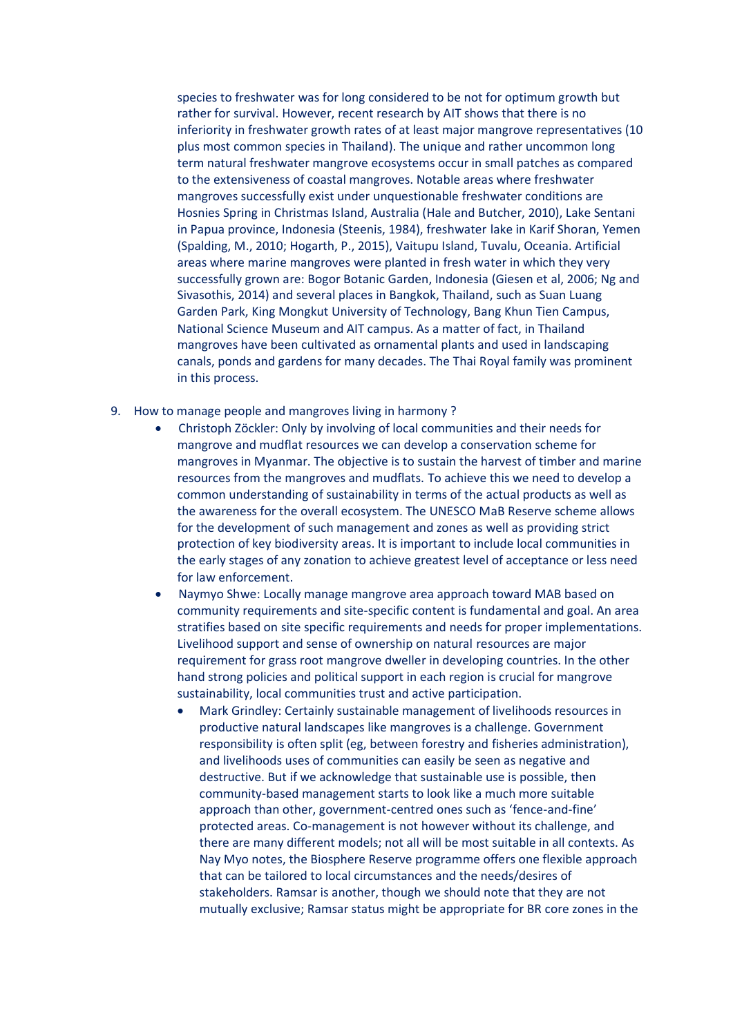species to freshwater was for long considered to be not for optimum growth but rather for survival. However, recent research by AIT shows that there is no inferiority in freshwater growth rates of at least major mangrove representatives (10 plus most common species in Thailand). The unique and rather uncommon long term natural freshwater mangrove ecosystems occur in small patches as compared to the extensiveness of coastal mangroves. Notable areas where freshwater mangroves successfully exist under unquestionable freshwater conditions are Hosnies Spring in Christmas Island, Australia (Hale and Butcher, 2010), Lake Sentani in Papua province, Indonesia (Steenis, 1984), freshwater lake in Karif Shoran, Yemen (Spalding, M., 2010; Hogarth, P., 2015), Vaitupu Island, Tuvalu, Oceania. Artificial areas where marine mangroves were planted in fresh water in which they very successfully grown are: Bogor Botanic Garden, Indonesia (Giesen et al, 2006; Ng and Sivasothis, 2014) and several places in Bangkok, Thailand, such as Suan Luang Garden Park, King Mongkut University of Technology, Bang Khun Tien Campus, National Science Museum and AIT campus. As a matter of fact, in Thailand mangroves have been cultivated as ornamental plants and used in landscaping canals, ponds and gardens for many decades. The Thai Royal family was prominent in this process.

9. How to manage people and mangroves living in harmony ?
   - Christoph Zöckler: Only by involving of local communities and their needs for mangrove and mudflat resources we can develop a conservation scheme for mangroves in Myanmar. The objective is to sustain the harvest of timber and marine resources from the mangroves and mudflats. To achieve this we need to develop a common understanding of sustainability in terms of the actual products as well as the awareness for the overall ecosystem. The UNESCO MaB Reserve scheme allows for the development of such management and zones as well as providing strict protection of key biodiversity areas. It is important to include local communities in the early stages of any zonation to achieve greatest level of acceptance or less need for law enforcement.
   - Naymyo Shwe: Locally manage mangrove area approach toward MAB based on community requirements and site-specific content is fundamental and goal. An area stratifies based on site specific requirements and needs for proper implementations. Livelihood support and sense of ownership on natural resources are major requirement for grass root mangrove dweller in developing countries. In the other hand strong policies and political support in each region is crucial for mangrove sustainability, local communities trust and active participation.
     - Mark Grindley: Certainly sustainable management of livelihoods resources in productive natural landscapes like mangroves is a challenge. Government responsibility is often split (eg, between forestry and fisheries administration), and livelihoods uses of communities can easily be seen as negative and destructive. But if we acknowledge that sustainable use is possible, then community-based management starts to look like a much more suitable approach than other, government-centred ones such as 'fence-and-fine' protected areas. Co-management is not however without its challenge, and there are many different models; not all will be most suitable in all contexts. As Nay Myo notes, the Biosphere Reserve programme offers one flexible approach that can be tailored to local circumstances and the needs/desires of stakeholders. Ramsar is another, though we should note that they are not mutually exclusive; Ramsar status might be appropriate for BR core zones in the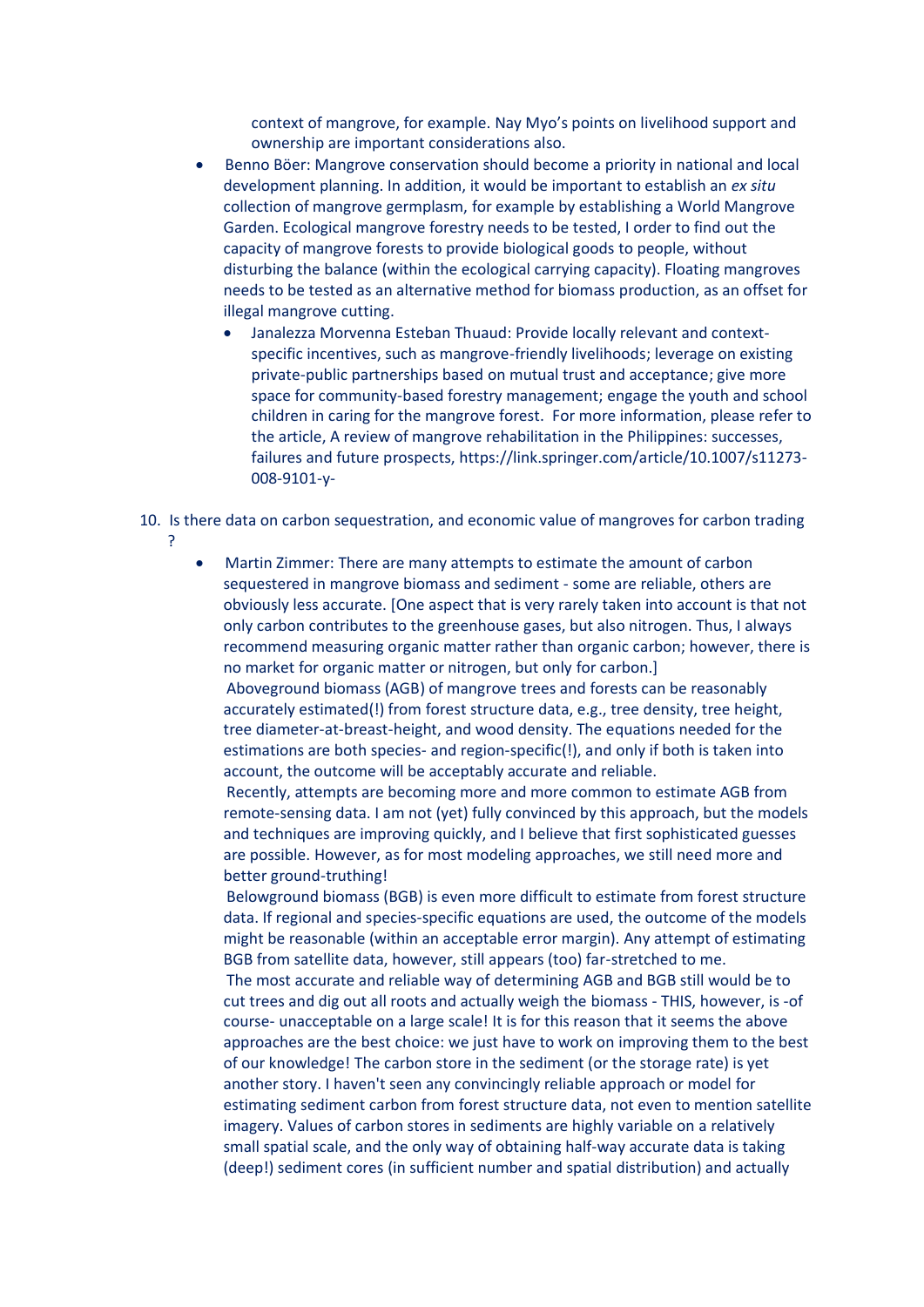context of mangrove, for example. Nay Myo's points on livelihood support and ownership are important considerations also.

- Benno Böer: Mangrove conservation should become a priority in national and local development planning. In addition, it would be important to establish an *ex situ* collection of mangrove germplasm, for example by establishing a World Mangrove Garden. Ecological mangrove forestry needs to be tested, I order to find out the capacity of mangrove forests to provide biological goods to people, without disturbing the balance (within the ecological carrying capacity). Floating mangroves needs to be tested as an alternative method for biomass production, as an offset for illegal mangrove cutting.
    - Janalezza Morvenna Esteban Thuaud: Provide locally relevant and context-specific incentives, such as mangrove-friendly livelihoods; leverage on existing private-public partnerships based on mutual trust and acceptance; give more space for community-based forestry management; engage the youth and school children in caring for the mangrove forest. For more information, please refer to the article, A review of mangrove rehabilitation in the Philippines: successes, failures and future prospects, https://link.springer.com/article/10.1007/s11273-008-9101-y-

10. Is there data on carbon sequestration, and economic value of mangroves for carbon trading ?

    - Martin Zimmer: There are many attempts to estimate the amount of carbon sequestered in mangrove biomass and sediment - some are reliable, others are obviously less accurate. [One aspect that is very rarely taken into account is that not only carbon contributes to the greenhouse gases, but also nitrogen. Thus, I always recommend measuring organic matter rather than organic carbon; however, there is no market for organic matter or nitrogen, but only for carbon.]
    Aboveground biomass (AGB) of mangrove trees and forests can be reasonably accurately estimated(!) from forest structure data, e.g., tree density, tree height, tree diameter-at-breast-height, and wood density. The equations needed for the estimations are both species- and region-specific(!), and only if both is taken into account, the outcome will be acceptably accurate and reliable.
    Recently, attempts are becoming more and more common to estimate AGB from remote-sensing data. I am not (yet) fully convinced by this approach, but the models and techniques are improving quickly, and I believe that first sophisticated guesses are possible. However, as for most modeling approaches, we still need more and better ground-truthing!
    Belowground biomass (BGB) is even more difficult to estimate from forest structure data. If regional and species-specific equations are used, the outcome of the models might be reasonable (within an acceptable error margin). Any attempt of estimating BGB from satellite data, however, still appears (too) far-stretched to me.
    The most accurate and reliable way of determining AGB and BGB still would be to cut trees and dig out all roots and actually weigh the biomass - THIS, however, is -of course- unacceptable on a large scale! It is for this reason that it seems the above approaches are the best choice: we just have to work on improving them to the best of our knowledge! The carbon store in the sediment (or the storage rate) is yet another story. I haven't seen any convincingly reliable approach or model for estimating sediment carbon from forest structure data, not even to mention satellite imagery. Values of carbon stores in sediments are highly variable on a relatively small spatial scale, and the only way of obtaining half-way accurate data is taking (deep!) sediment cores (in sufficient number and spatial distribution) and actually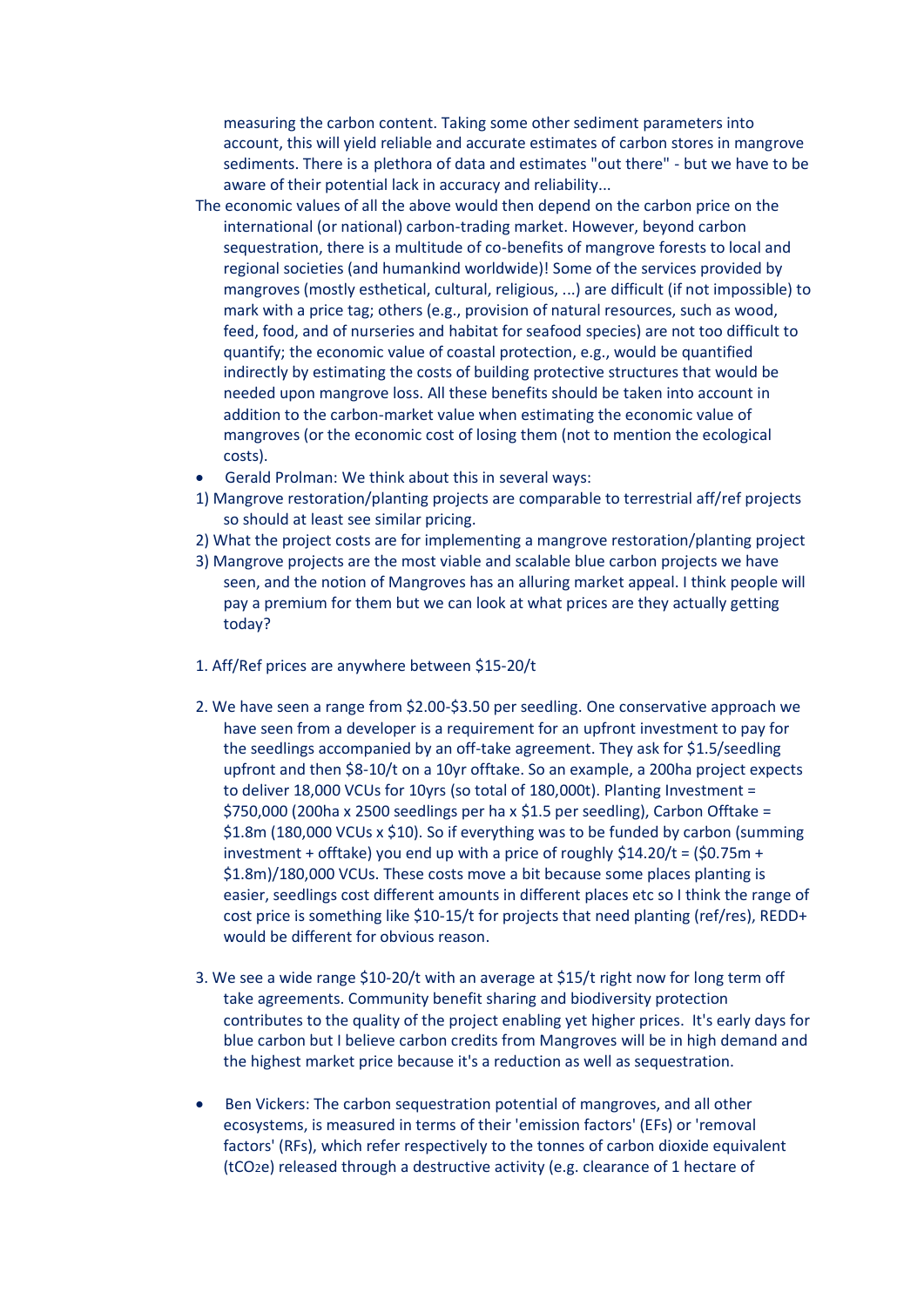measuring the carbon content. Taking some other sediment parameters into account, this will yield reliable and accurate estimates of carbon stores in mangrove sediments. There is a plethora of data and estimates "out there" - but we have to be aware of their potential lack in accuracy and reliability...

The economic values of all the above would then depend on the carbon price on the international (or national) carbon-trading market. However, beyond carbon sequestration, there is a multitude of co-benefits of mangrove forests to local and regional societies (and humankind worldwide)! Some of the services provided by mangroves (mostly esthetical, cultural, religious, ...) are difficult (if not impossible) to mark with a price tag; others (e.g., provision of natural resources, such as wood, feed, food, and of nurseries and habitat for seafood species) are not too difficult to quantify; the economic value of coastal protection, e.g., would be quantified indirectly by estimating the costs of building protective structures that would be needed upon mangrove loss. All these benefits should be taken into account in addition to the carbon-market value when estimating the economic value of mangroves (or the economic cost of losing them (not to mention the ecological costs).

- Gerald Prolman: We think about this in several ways:

1) Mangrove restoration/planting projects are comparable to terrestrial aff/ref projects so should at least see similar pricing.
2) What the project costs are for implementing a mangrove restoration/planting project
3) Mangrove projects are the most viable and scalable blue carbon projects we have seen, and the notion of Mangroves has an alluring market appeal. I think people will pay a premium for them but we can look at what prices are they actually getting today?

1. Aff/Ref prices are anywhere between $15-20/t

2. We have seen a range from $2.00-$3.50 per seedling. One conservative approach we have seen from a developer is a requirement for an upfront investment to pay for the seedlings accompanied by an off-take agreement. They ask for $1.5/seedling upfront and then $8-10/t on a 10yr offtake. So an example, a 200ha project expects to deliver 18,000 VCUs for 10yrs (so total of 180,000t). Planting Investment = $750,000 (200ha x 2500 seedlings per ha x $1.5 per seedling), Carbon Offtake = $1.8m (180,000 VCUs x $10). So if everything was to be funded by carbon (summing investment + offtake) you end up with a price of roughly $14.20/t = ($0.75m + $1.8m)/180,000 VCUs. These costs move a bit because some places planting is easier, seedlings cost different amounts in different places etc so I think the range of cost price is something like $10-15/t for projects that need planting (ref/res), REDD+ would be different for obvious reason.

3. We see a wide range $10-20/t with an average at $15/t right now for long term off take agreements. Community benefit sharing and biodiversity protection contributes to the quality of the project enabling yet higher prices. It's early days for blue carbon but I believe carbon credits from Mangroves will be in high demand and the highest market price because it's a reduction as well as sequestration.

- Ben Vickers: The carbon sequestration potential of mangroves, and all other ecosystems, is measured in terms of their 'emission factors' (EFs) or 'removal factors' (RFs), which refer respectively to the tonnes of carbon dioxide equivalent ($tCO_2e$) released through a destructive activity (e.g. clearance of 1 hectare of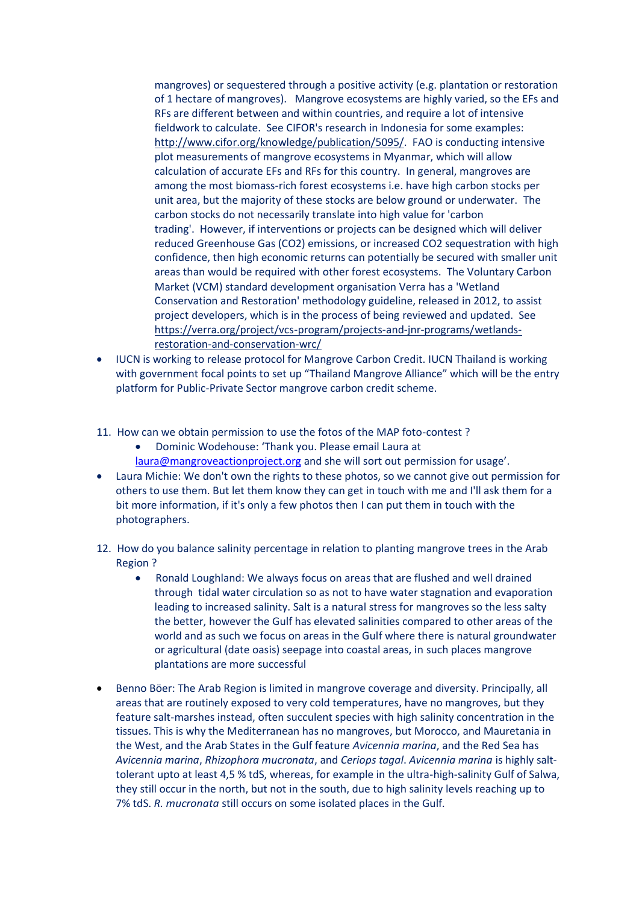mangroves) or sequestered through a positive activity (e.g. plantation or restoration of 1 hectare of mangroves). Mangrove ecosystems are highly varied, so the EFs and RFs are different between and within countries, and require a lot of intensive fieldwork to calculate. See CIFOR's research in Indonesia for some examples: http://www.cifor.org/knowledge/publication/5095/. FAO is conducting intensive plot measurements of mangrove ecosystems in Myanmar, which will allow calculation of accurate EFs and RFs for this country. In general, mangroves are among the most biomass-rich forest ecosystems i.e. have high carbon stocks per unit area, but the majority of these stocks are below ground or underwater. The carbon stocks do not necessarily translate into high value for 'carbon trading'. However, if interventions or projects can be designed which will deliver reduced Greenhouse Gas ($CO_2$) emissions, or increased $CO_2$ sequestration with high confidence, then high economic returns can potentially be secured with smaller unit areas than would be required with other forest ecosystems. The Voluntary Carbon Market (VCM) standard development organisation Verra has a 'Wetland Conservation and Restoration' methodology guideline, released in 2012, to assist project developers, which is in the process of being reviewed and updated. See https://verra.org/project/vcs-program/projects-and-jnr-programs/wetlands-restoration-and-conservation-wrc/

- IUCN is working to release protocol for Mangrove Carbon Credit. IUCN Thailand is working with government focal points to set up "Thailand Mangrove Alliance" which will be the entry platform for Public-Private Sector mangrove carbon credit scheme.

11. How can we obtain permission to use the fotos of the MAP foto-contest ?
    - Dominic Wodehouse: 'Thank you. Please email Laura at laura@mangroveactionproject.org and she will sort out permission for usage'.

- Laura Michie: We don't own the rights to these photos, so we cannot give out permission for others to use them. But let them know they can get in touch with me and I'll ask them for a bit more information, if it's only a few photos then I can put them in touch with the photographers.

12. How do you balance salinity percentage in relation to planting mangrove trees in the Arab Region ?
    - Ronald Loughland: We always focus on areas that are flushed and well drained through tidal water circulation so as not to have water stagnation and evaporation leading to increased salinity. Salt is a natural stress for mangroves so the less salty the better, however the Gulf has elevated salinities compared to other areas of the world and as such we focus on areas in the Gulf where there is natural groundwater or agricultural (date oasis) seepage into coastal areas, in such places mangrove plantations are more successful

- Benno Böer: The Arab Region is limited in mangrove coverage and diversity. Principally, all areas that are routinely exposed to very cold temperatures, have no mangroves, but they feature salt-marshes instead, often succulent species with high salinity concentration in the tissues. This is why the Mediterranean has no mangroves, but Morocco, and Mauretania in the West, and the Arab States in the Gulf feature *Avicennia marina*, and the Red Sea has *Avicennia marina*, *Rhizophora mucronata*, and *Ceriops tagal*. *Avicennia marina* is highly salt-tolerant upto at least 4,5 % tdS, whereas, for example in the ultra-high-salinity Gulf of Salwa, they still occur in the north, but not in the south, due to high salinity levels reaching up to 7% tdS. *R. mucronata* still occurs on some isolated places in the Gulf.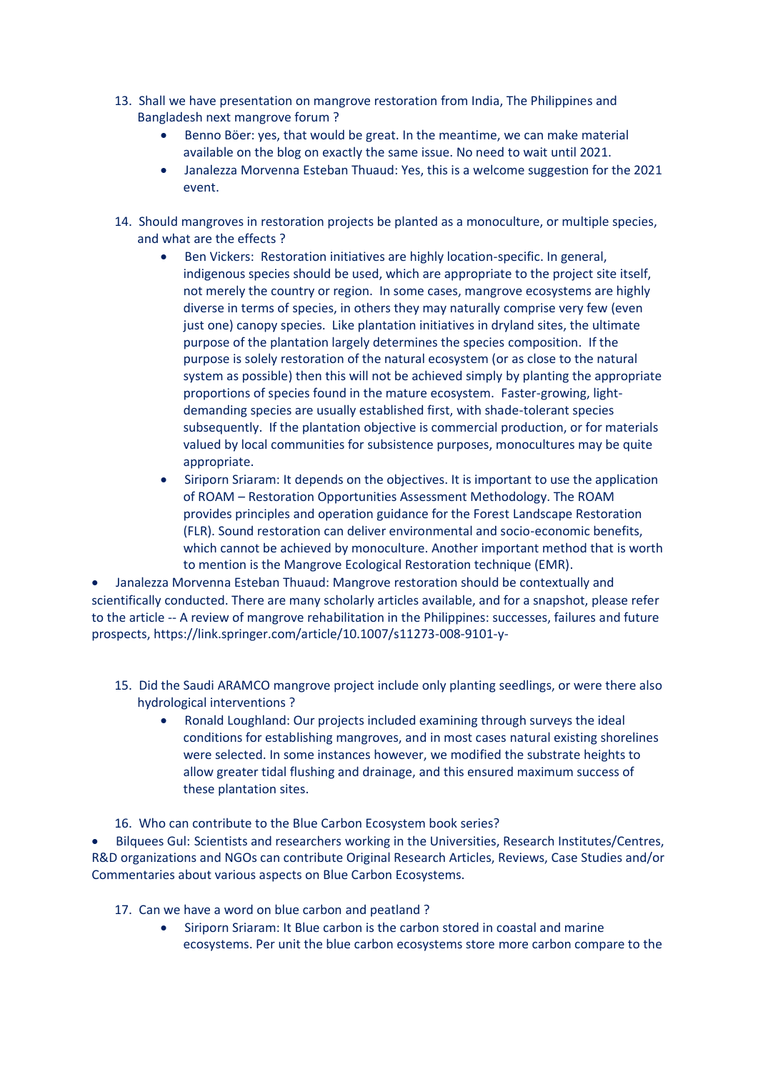13. Shall we have presentation on mangrove restoration from India, The Philippines and Bangladesh next mangrove forum ?
    - Benno Böer: yes, that would be great. In the meantime, we can make material available on the blog on exactly the same issue. No need to wait until 2021.
    - Janalezza Morvenna Esteban Thuaud: Yes, this is a welcome suggestion for the 2021 event.

14. Should mangroves in restoration projects be planted as a monoculture, or multiple species, and what are the effects ?
    - Ben Vickers: Restoration initiatives are highly location-specific. In general, indigenous species should be used, which are appropriate to the project site itself, not merely the country or region. In some cases, mangrove ecosystems are highly diverse in terms of species, in others they may naturally comprise very few (even just one) canopy species. Like plantation initiatives in dryland sites, the ultimate purpose of the plantation largely determines the species composition. If the purpose is solely restoration of the natural ecosystem (or as close to the natural system as possible) then this will not be achieved simply by planting the appropriate proportions of species found in the mature ecosystem. Faster-growing, light-demanding species are usually established first, with shade-tolerant species subsequently. If the plantation objective is commercial production, or for materials valued by local communities for subsistence purposes, monocultures may be quite appropriate.
    - Siriporn Sriaram: It depends on the objectives. It is important to use the application of ROAM – Restoration Opportunities Assessment Methodology. The ROAM provides principles and operation guidance for the Forest Landscape Restoration (FLR). Sound restoration can deliver environmental and socio-economic benefits, which cannot be achieved by monoculture. Another important method that is worth to mention is the Mangrove Ecological Restoration technique (EMR).

- Janalezza Morvenna Esteban Thuaud: Mangrove restoration should be contextually and scientifically conducted. There are many scholarly articles available, and for a snapshot, please refer to the article -- A review of mangrove rehabilitation in the Philippines: successes, failures and future prospects, https://link.springer.com/article/10.1007/s11273-008-9101-y-

15. Did the Saudi ARAMCO mangrove project include only planting seedlings, or were there also hydrological interventions ?
    - Ronald Loughland: Our projects included examining through surveys the ideal conditions for establishing mangroves, and in most cases natural existing shorelines were selected. In some instances however, we modified the substrate heights to allow greater tidal flushing and drainage, and this ensured maximum success of these plantation sites.

16. Who can contribute to the Blue Carbon Ecosystem book series?

- Bilquees Gul: Scientists and researchers working in the Universities, Research Institutes/Centres, R&D organizations and NGOs can contribute Original Research Articles, Reviews, Case Studies and/or Commentaries about various aspects on Blue Carbon Ecosystems.

17. Can we have a word on blue carbon and peatland ?
    - Siriporn Sriaram: It Blue carbon is the carbon stored in coastal and marine ecosystems. Per unit the blue carbon ecosystems store more carbon compare to the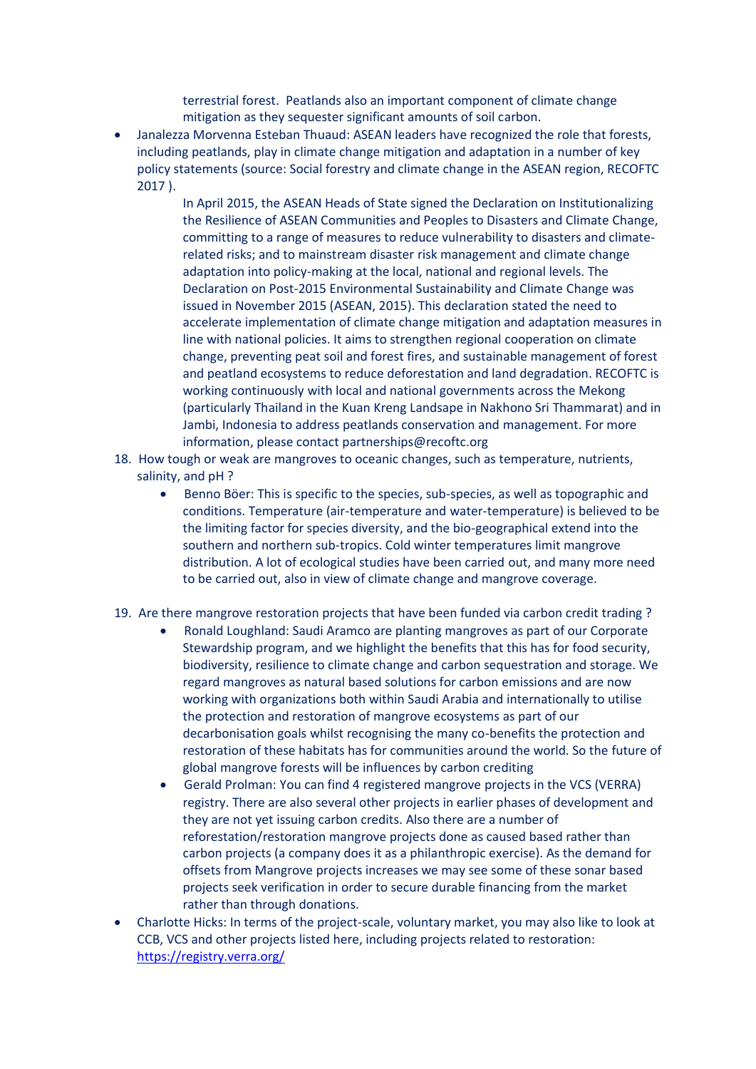terrestrial forest. Peatlands also an important component of climate change mitigation as they sequester significant amounts of soil carbon.

- Janalezza Morvenna Esteban Thuaud: ASEAN leaders have recognized the role that forests, including peatlands, play in climate change mitigation and adaptation in a number of key policy statements (source: Social forestry and climate change in the ASEAN region, RECOFTC 2017 ).

  In April 2015, the ASEAN Heads of State signed the Declaration on Institutionalizing the Resilience of ASEAN Communities and Peoples to Disasters and Climate Change, committing to a range of measures to reduce vulnerability to disasters and climate-related risks; and to mainstream disaster risk management and climate change adaptation into policy-making at the local, national and regional levels. The Declaration on Post-2015 Environmental Sustainability and Climate Change was issued in November 2015 (ASEAN, 2015). This declaration stated the need to accelerate implementation of climate change mitigation and adaptation measures in line with national policies. It aims to strengthen regional cooperation on climate change, preventing peat soil and forest fires, and sustainable management of forest and peatland ecosystems to reduce deforestation and land degradation. RECOFTC is working continuously with local and national governments across the Mekong (particularly Thailand in the Kuan Kreng Landsape in Nakhono Sri Thammarat) and in Jambi, Indonesia to address peatlands conservation and management. For more information, please contact partnerships@recoftc.org

18. How tough or weak are mangroves to oceanic changes, such as temperature, nutrients, salinity, and pH ?
    - Benno Böer: This is specific to the species, sub-species, as well as topographic and conditions. Temperature (air-temperature and water-temperature) is believed to be the limiting factor for species diversity, and the bio-geographical extend into the southern and northern sub-tropics. Cold winter temperatures limit mangrove distribution. A lot of ecological studies have been carried out, and many more need to be carried out, also in view of climate change and mangrove coverage.

19. Are there mangrove restoration projects that have been funded via carbon credit trading ?
    - Ronald Loughland: Saudi Aramco are planting mangroves as part of our Corporate Stewardship program, and we highlight the benefits that this has for food security, biodiversity, resilience to climate change and carbon sequestration and storage. We regard mangroves as natural based solutions for carbon emissions and are now working with organizations both within Saudi Arabia and internationally to utilise the protection and restoration of mangrove ecosystems as part of our decarbonisation goals whilst recognising the many co-benefits the protection and restoration of these habitats has for communities around the world. So the future of global mangrove forests will be influences by carbon crediting
    - Gerald Prolman: You can find 4 registered mangrove projects in the VCS (VERRA) registry. There are also several other projects in earlier phases of development and they are not yet issuing carbon credits. Also there are a number of reforestation/restoration mangrove projects done as caused based rather than carbon projects (a company does it as a philanthropic exercise). As the demand for offsets from Mangrove projects increases we may see some of these sonar based projects seek verification in order to secure durable financing from the market rather than through donations.

- Charlotte Hicks: In terms of the project-scale, voluntary market, you may also like to look at CCB, VCS and other projects listed here, including projects related to restoration: https://registry.verra.org/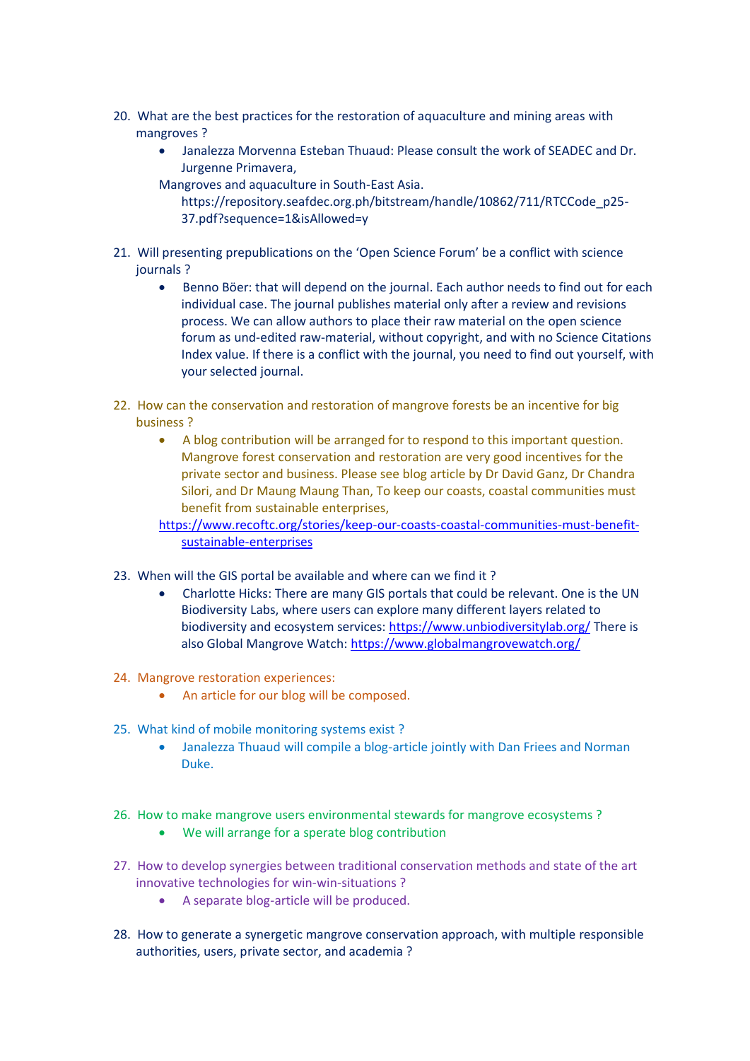20. What are the best practices for the restoration of aquaculture and mining areas with mangroves ?
    - Janalezza Morvenna Esteban Thuaud: Please consult the work of SEADEC and Dr. Jurgenne Primavera,

    Mangroves and aquaculture in South-East Asia.
    https://repository.seafdec.org.ph/bitstream/handle/10862/711/RTCCode_p25-37.pdf?sequence=1&isAllowed=y

21. Will presenting prepublications on the 'Open Science Forum' be a conflict with science journals ?
    - Benno Böer: that will depend on the journal. Each author needs to find out for each individual case. The journal publishes material only after a review and revisions process. We can allow authors to place their raw material on the open science forum as und-edited raw-material, without copyright, and with no Science Citations Index value. If there is a conflict with the journal, you need to find out yourself, with your selected journal.

22. How can the conservation and restoration of mangrove forests be an incentive for big business ?
    - A blog contribution will be arranged for to respond to this important question. Mangrove forest conservation and restoration are very good incentives for the private sector and business. Please see blog article by Dr David Ganz, Dr Chandra Silori, and Dr Maung Maung Than, To keep our coasts, coastal communities must benefit from sustainable enterprises,

    https://www.recoftc.org/stories/keep-our-coasts-coastal-communities-must-benefit-sustainable-enterprises

23. When will the GIS portal be available and where can we find it ?
    - Charlotte Hicks: There are many GIS portals that could be relevant. One is the UN Biodiversity Labs, where users can explore many different layers related to biodiversity and ecosystem services: https://www.unbiodiversitylab.org/ There is also Global Mangrove Watch: https://www.globalmangrovewatch.org/

24. Mangrove restoration experiences:
    - An article for our blog will be composed.

25. What kind of mobile monitoring systems exist ?
    - Janalezza Thuaud will compile a blog-article jointly with Dan Friees and Norman Duke.

26. How to make mangrove users environmental stewards for mangrove ecosystems ?
    - We will arrange for a sperate blog contribution

27. How to develop synergies between traditional conservation methods and state of the art innovative technologies for win-win-situations ?
    - A separate blog-article will be produced.

28. How to generate a synergetic mangrove conservation approach, with multiple responsible authorities, users, private sector, and academia ?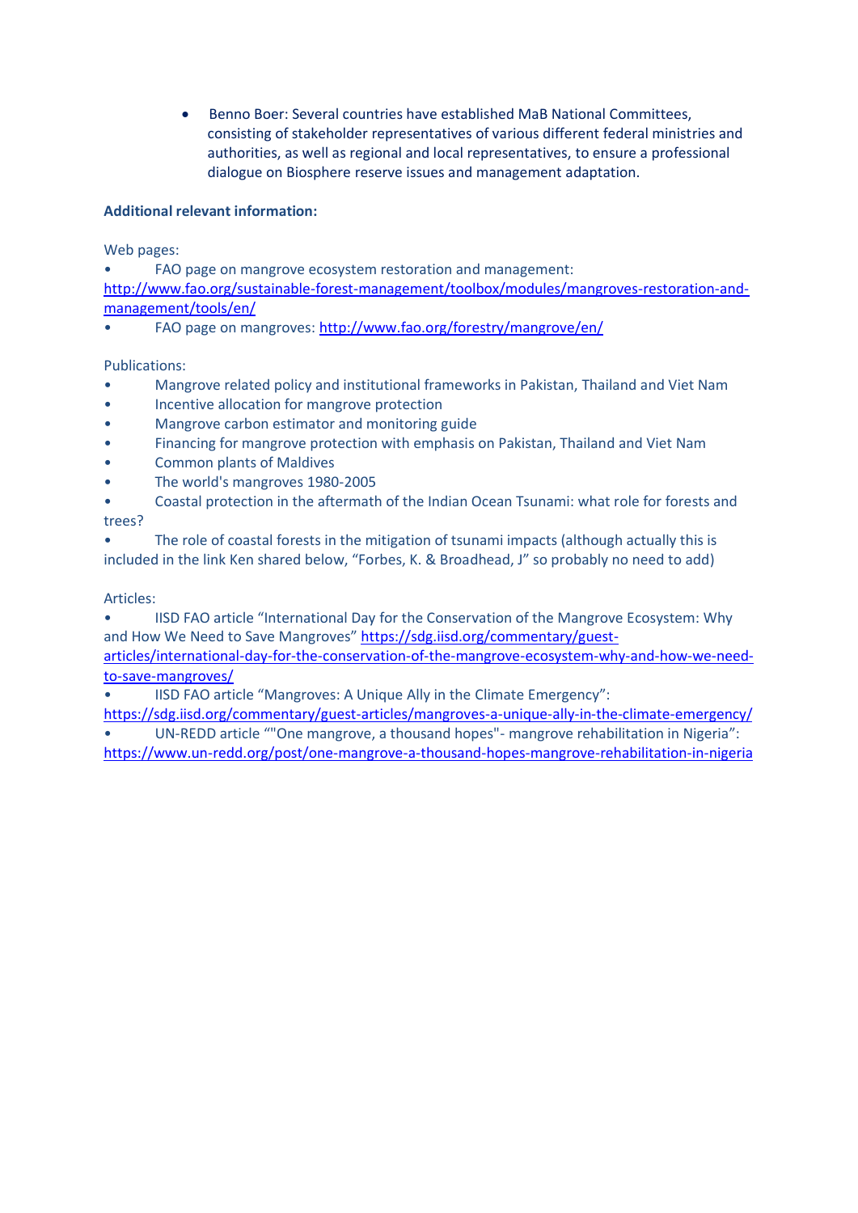- Benno Boer: Several countries have established MaB National Committees, consisting of stakeholder representatives of various different federal ministries and authorities, as well as regional and local representatives, to ensure a professional dialogue on Biosphere reserve issues and management adaptation.

**Additional relevant information:**

Web pages:

- FAO page on mangrove ecosystem restoration and management: http://www.fao.org/sustainable-forest-management/toolbox/modules/mangroves-restoration-and-management/tools/en/
- FAO page on mangroves: http://www.fao.org/forestry/mangrove/en/

Publications:

- Mangrove related policy and institutional frameworks in Pakistan, Thailand and Viet Nam
- Incentive allocation for mangrove protection
- Mangrove carbon estimator and monitoring guide
- Financing for mangrove protection with emphasis on Pakistan, Thailand and Viet Nam
- Common plants of Maldives
- The world's mangroves 1980-2005
- Coastal protection in the aftermath of the Indian Ocean Tsunami: what role for forests and trees?
- The role of coastal forests in the mitigation of tsunami impacts (although actually this is included in the link Ken shared below, "Forbes, K. & Broadhead, J" so probably no need to add)

Articles:

- IISD FAO article "International Day for the Conservation of the Mangrove Ecosystem: Why and How We Need to Save Mangroves" https://sdg.iisd.org/commentary/guest-articles/international-day-for-the-conservation-of-the-mangrove-ecosystem-why-and-how-we-need-to-save-mangroves/
- IISD FAO article "Mangroves: A Unique Ally in the Climate Emergency": https://sdg.iisd.org/commentary/guest-articles/mangroves-a-unique-ally-in-the-climate-emergency/
- UN-REDD article ""One mangrove, a thousand hopes"- mangrove rehabilitation in Nigeria": https://www.un-redd.org/post/one-mangrove-a-thousand-hopes-mangrove-rehabilitation-in-nigeria